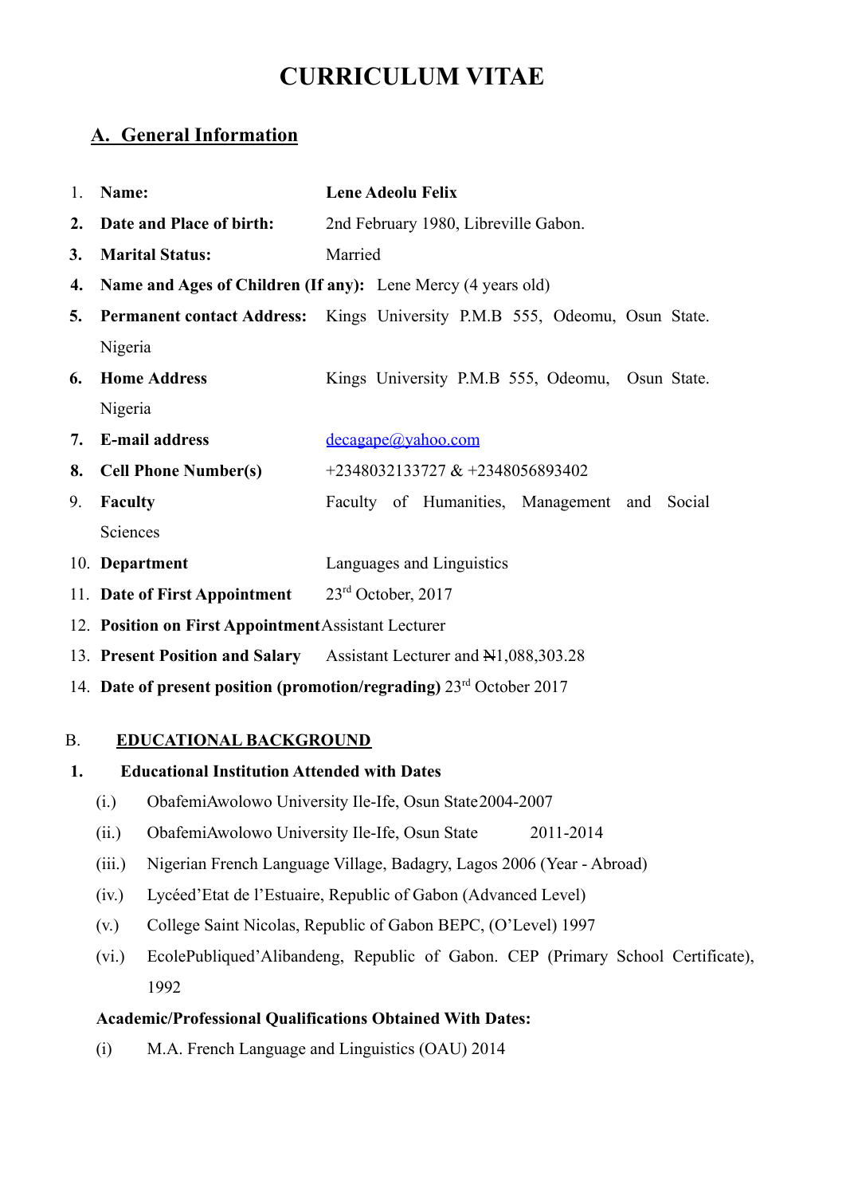# CURRICULUM VITAE

## A. General Information

1. **Name:** **Lene Adeolu Felix**
2. **Date and Place of birth:** 2nd February 1980, Libreville Gabon.
3. **Marital Status:** Married
4. **Name and Ages of Children (If any):** Lene Mercy (4 years old)
5. **Permanent contact Address:** Kings University P.M.B 555, Odeomu, Osun State. Nigeria
6. **Home Address** Kings University P.M.B 555, Odeomu, Osun State. Nigeria
7. **E-mail address** decagape@yahoo.com
8. **Cell Phone Number(s)** +2348032133727 & +2348056893402
9. **Faculty** Faculty of Humanities, Management and Social Sciences
10. **Department** Languages and Linguistics
11. **Date of First Appointment** 23rd October, 2017
12. **Position on First Appointment** Assistant Lecturer
13. **Present Position and Salary** Assistant Lecturer and ₦1,088,303.28
14. **Date of present position (promotion/regrading)** 23rd October 2017

## B. EDUCATIONAL BACKGROUND

**1. Educational Institution Attended with Dates**

(i.) ObafemiAwolowo University Ile-Ife, Osun State 2004-2007

(ii.) ObafemiAwolowo University Ile-Ife, Osun State 2011-2014

(iii.) Nigerian French Language Village, Badagry, Lagos 2006 (Year - Abroad)

(iv.) Lycéed'Etat de l'Estuaire, Republic of Gabon (Advanced Level)

(v.) College Saint Nicolas, Republic of Gabon BEPC, (O'Level) 1997

(vi.) EcolePubliqued'Alibandeng, Republic of Gabon. CEP (Primary School Certificate), 1992

**Academic/Professional Qualifications Obtained With Dates:**

(i) M.A. French Language and Linguistics (OAU) 2014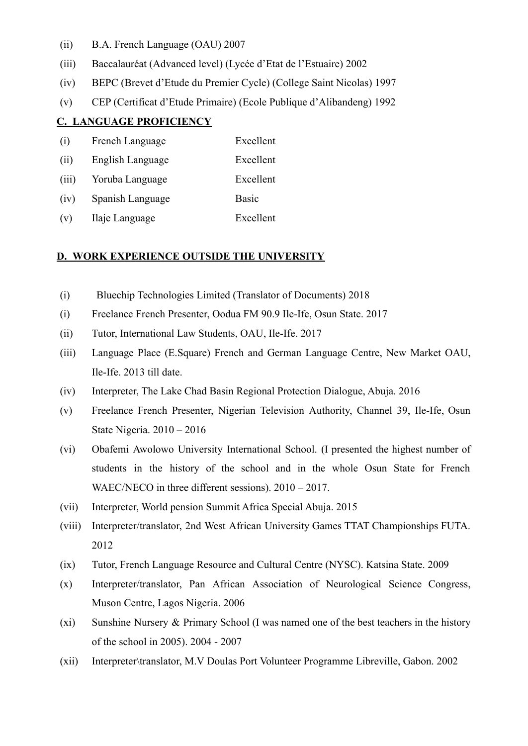(ii) B.A. French Language (OAU) 2007

(iii) Baccalauréat (Advanced level) (Lycée d'Etat de l'Estuaire) 2002

(iv) BEPC (Brevet d'Etude du Premier Cycle) (College Saint Nicolas) 1997

(v) CEP (Certificat d'Etude Primaire) (Ecole Publique d'Alibandeng) 1992

## C. LANGUAGE PROFICIENCY

| | | |
|---|---|---|
| (i) | French Language | Excellent |
| (ii) | English Language | Excellent |
| (iii) | Yoruba Language | Excellent |
| (iv) | Spanish Language | Basic |
| (v) | Ilaje Language | Excellent |

## D. WORK EXPERIENCE OUTSIDE THE UNIVERSITY

(i) Bluechip Technologies Limited (Translator of Documents) 2018

(i) Freelance French Presenter, Oodua FM 90.9 Ile-Ife, Osun State. 2017

(ii) Tutor, International Law Students, OAU, Ile-Ife. 2017

(iii) Language Place (E.Square) French and German Language Centre, New Market OAU, Ile-Ife. 2013 till date.

(iv) Interpreter, The Lake Chad Basin Regional Protection Dialogue, Abuja. 2016

(v) Freelance French Presenter, Nigerian Television Authority, Channel 39, Ile-Ife, Osun State Nigeria. 2010 – 2016

(vi) Obafemi Awolowo University International School. (I presented the highest number of students in the history of the school and in the whole Osun State for French WAEC/NECO in three different sessions). 2010 – 2017.

(vii) Interpreter, World pension Summit Africa Special Abuja. 2015

(viii) Interpreter/translator, 2nd West African University Games TTAT Championships FUTA. 2012

(ix) Tutor, French Language Resource and Cultural Centre (NYSC). Katsina State. 2009

(x) Interpreter/translator, Pan African Association of Neurological Science Congress, Muson Centre, Lagos Nigeria. 2006

(xi) Sunshine Nursery & Primary School (I was named one of the best teachers in the history of the school in 2005). 2004 - 2007

(xii) Interpreter\translator, M.V Doulas Port Volunteer Programme Libreville, Gabon. 2002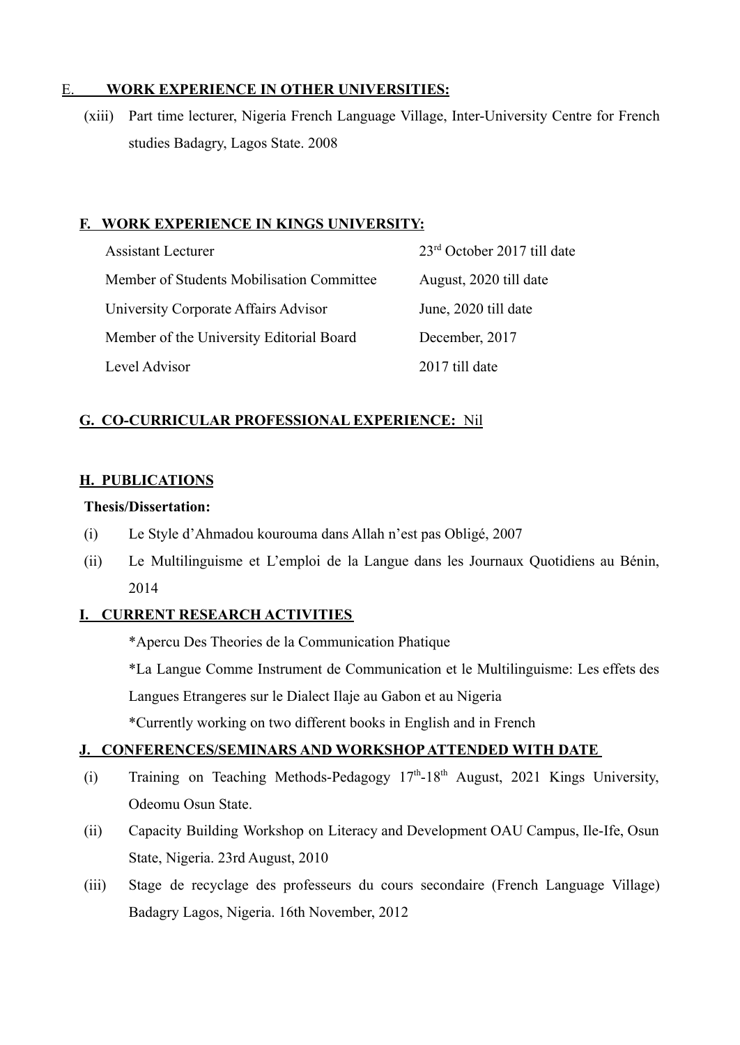## E. WORK EXPERIENCE IN OTHER UNIVERSITIES:

(xiii) Part time lecturer, Nigeria French Language Village, Inter-University Centre for French studies Badagry, Lagos State. 2008

## F. WORK EXPERIENCE IN KINGS UNIVERSITY:

| | |
|---|---|
| Assistant Lecturer | 23rd October 2017 till date |
| Member of Students Mobilisation Committee | August, 2020 till date |
| University Corporate Affairs Advisor | June, 2020 till date |
| Member of the University Editorial Board | December, 2017 |
| Level Advisor | 2017 till date |

## G. CO-CURRICULAR PROFESSIONAL EXPERIENCE: Nil

## H. PUBLICATIONS

**Thesis/Dissertation:**

(i) Le Style d'Ahmadou kourouma dans Allah n'est pas Obligé, 2007

(ii) Le Multilinguisme et L'emploi de la Langue dans les Journaux Quotidiens au Bénin, 2014

## I. CURRENT RESEARCH ACTIVITIES

*Apercu Des Theories de la Communication Phatique

*La Langue Comme Instrument de Communication et le Multilinguisme: Les effets des Langues Etrangeres sur le Dialect Ilaje au Gabon et au Nigeria

*Currently working on two different books in English and in French

## J. CONFERENCES/SEMINARS AND WORKSHOP ATTENDED WITH DATE

(i) Training on Teaching Methods-Pedagogy 17th-18th August, 2021 Kings University, Odeomu Osun State.

(ii) Capacity Building Workshop on Literacy and Development OAU Campus, Ile-Ife, Osun State, Nigeria. 23rd August, 2010

(iii) Stage de recyclage des professeurs du cours secondaire (French Language Village) Badagry Lagos, Nigeria. 16th November, 2012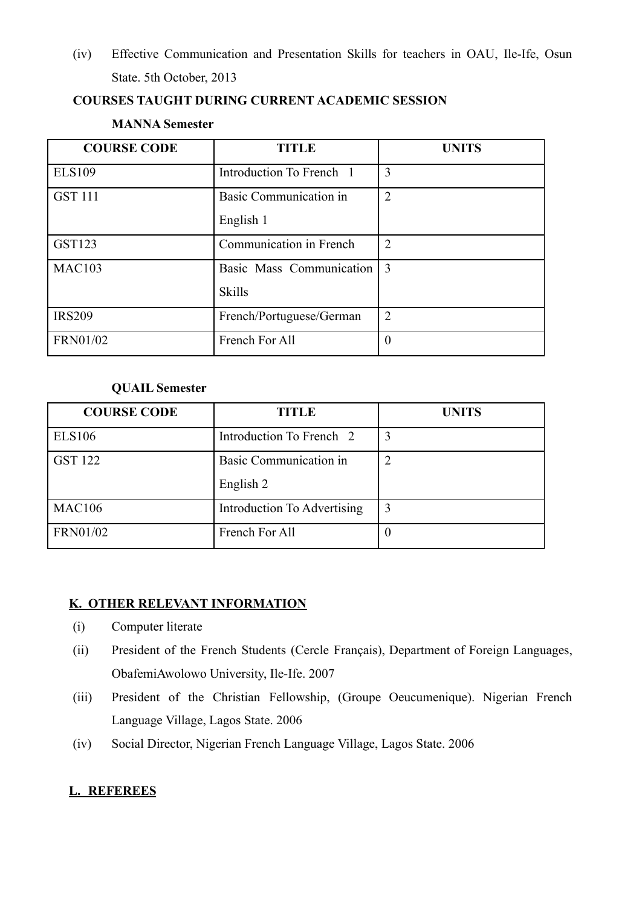(iv) Effective Communication and Presentation Skills for teachers in OAU, Ile-Ife, Osun State. 5th October, 2013

**COURSES TAUGHT DURING CURRENT ACADEMIC SESSION**

**MANNA Semester**

| COURSE CODE | TITLE | UNITS |
|---|---|---|
| ELS109 | Introduction To French 1 | 3 |
| GST 111 | Basic Communication in English 1 | 2 |
| GST123 | Communication in French | 2 |
| MAC103 | Basic Mass Communication Skills | 3 |
| IRS209 | French/Portuguese/German | 2 |
| FRN01/02 | French For All | 0 |

**QUAIL Semester**

| COURSE CODE | TITLE | UNITS |
|---|---|---|
| ELS106 | Introduction To French 2 | 3 |
| GST 122 | Basic Communication in English 2 | 2 |
| MAC106 | Introduction To Advertising | 3 |
| FRN01/02 | French For All | 0 |

## K. OTHER RELEVANT INFORMATION

(i) Computer literate

(ii) President of the French Students (Cercle Français), Department of Foreign Languages, ObafemiAwolowo University, Ile-Ife. 2007

(iii) President of the Christian Fellowship, (Groupe Oeucumenique). Nigerian French Language Village, Lagos State. 2006

(iv) Social Director, Nigerian French Language Village, Lagos State. 2006

## L. REFEREES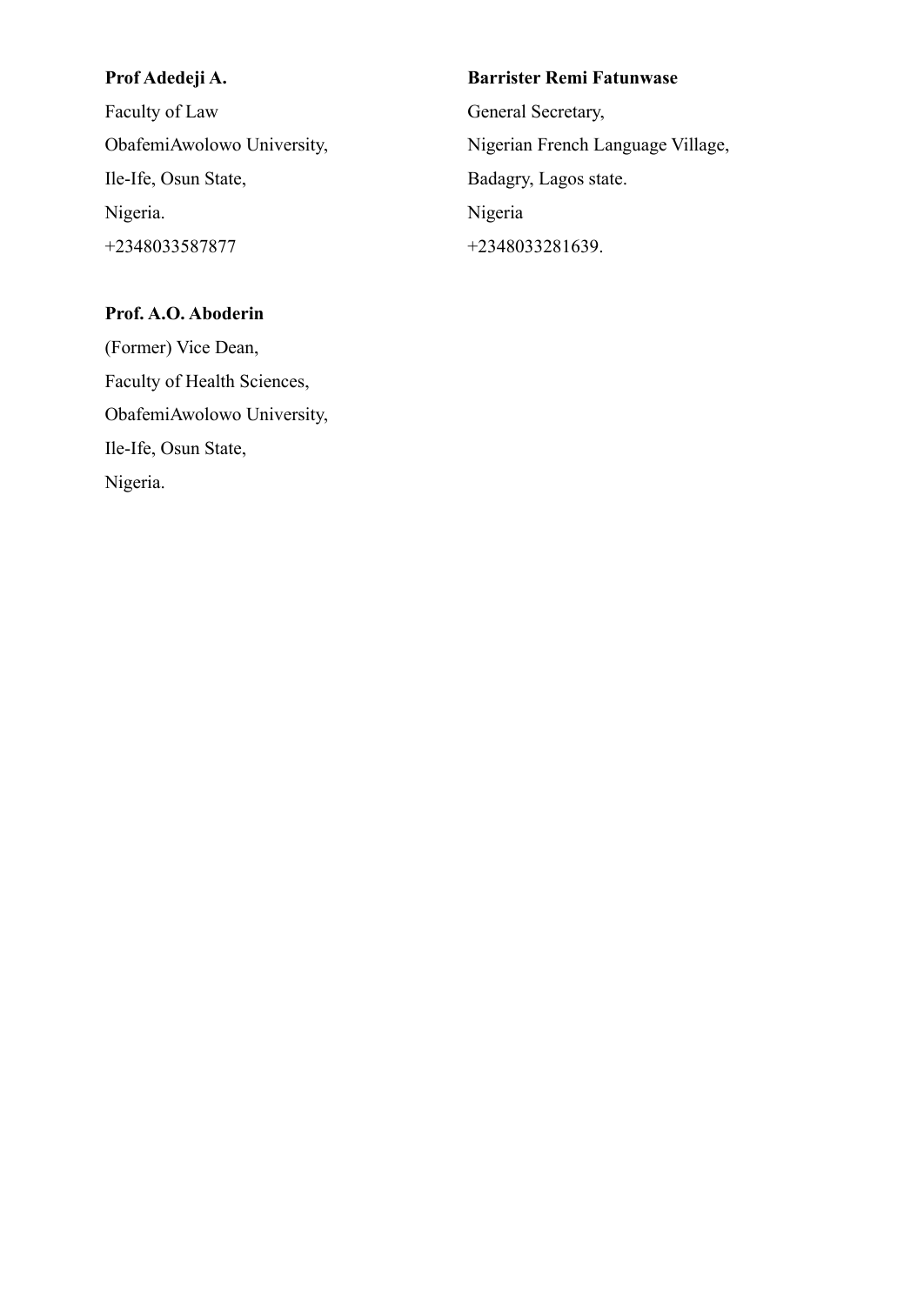**Prof Adedeji A.**
Faculty of Law
ObafemiAwolowo University,
Ile-Ife, Osun State,
Nigeria.
+2348033587877

**Barrister Remi Fatunwase**
General Secretary,
Nigerian French Language Village,
Badagry, Lagos state.
Nigeria
+2348033281639.

**Prof. A.O. Aboderin**
(Former) Vice Dean,
Faculty of Health Sciences,
ObafemiAwolowo University,
Ile-Ife, Osun State,
Nigeria.